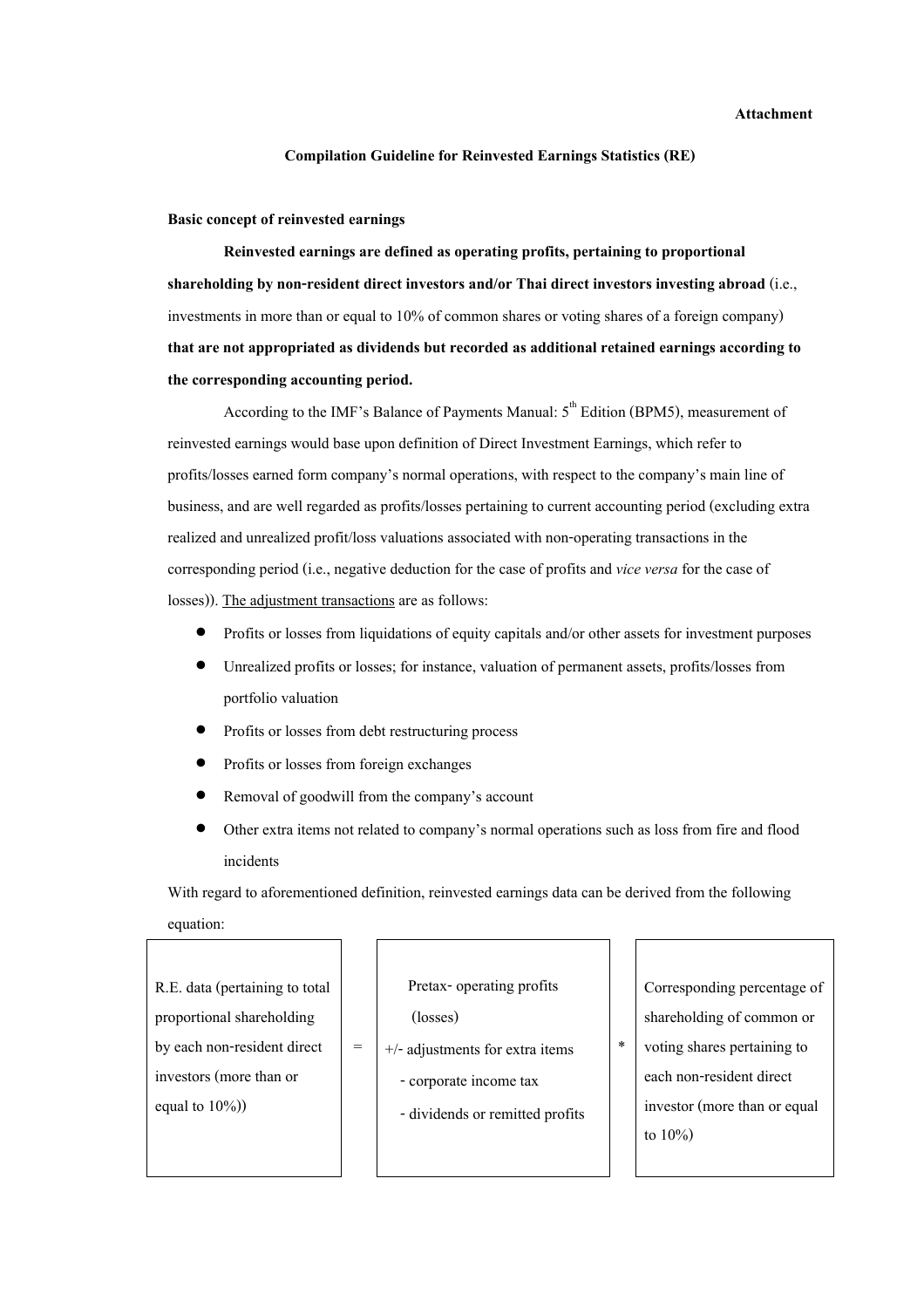**Attachment**

## Compilation Guideline for Reinvested Earnings Statistics (RE)

### Basic concept of reinvested earnings

**Reinvested earnings are defined as operating profits, pertaining to proportional shareholding by non-resident direct investors and/or Thai direct investors investing abroad** (i.e., investments in more than or equal to 10% of common shares or voting shares of a foreign company) **that are not appropriated as dividends but recorded as additional retained earnings according to the corresponding accounting period.**

According to the IMF's Balance of Payments Manual: 5th Edition (BPM5), measurement of reinvested earnings would base upon definition of Direct Investment Earnings, which refer to profits/losses earned form company's normal operations, with respect to the company's main line of business, and are well regarded as profits/losses pertaining to current accounting period (excluding extra realized and unrealized profit/loss valuations associated with non-operating transactions in the corresponding period (i.e., negative deduction for the case of profits and *vice versa* for the case of losses)). The adjustment transactions are as follows:

- Profits or losses from liquidations of equity capitals and/or other assets for investment purposes
- Unrealized profits or losses; for instance, valuation of permanent assets, profits/losses from portfolio valuation
- Profits or losses from debt restructuring process
- Profits or losses from foreign exchanges
- Removal of goodwill from the company's account
- Other extra items not related to company's normal operations such as loss from fire and flood incidents

With regard to aforementioned definition, reinvested earnings data can be derived from the following equation:

| R.E. data (pertaining to total proportional shareholding by each non-resident direct investors (more than or equal to 10%)) | = | Pretax- operating profits (losses)<br>+/- adjustments for extra items<br>- corporate income tax<br>- dividends or remitted profits | * | Corresponding percentage of shareholding of common or voting shares pertaining to each non-resident direct investor (more than or equal to 10%) |
|---|---|---|---|---|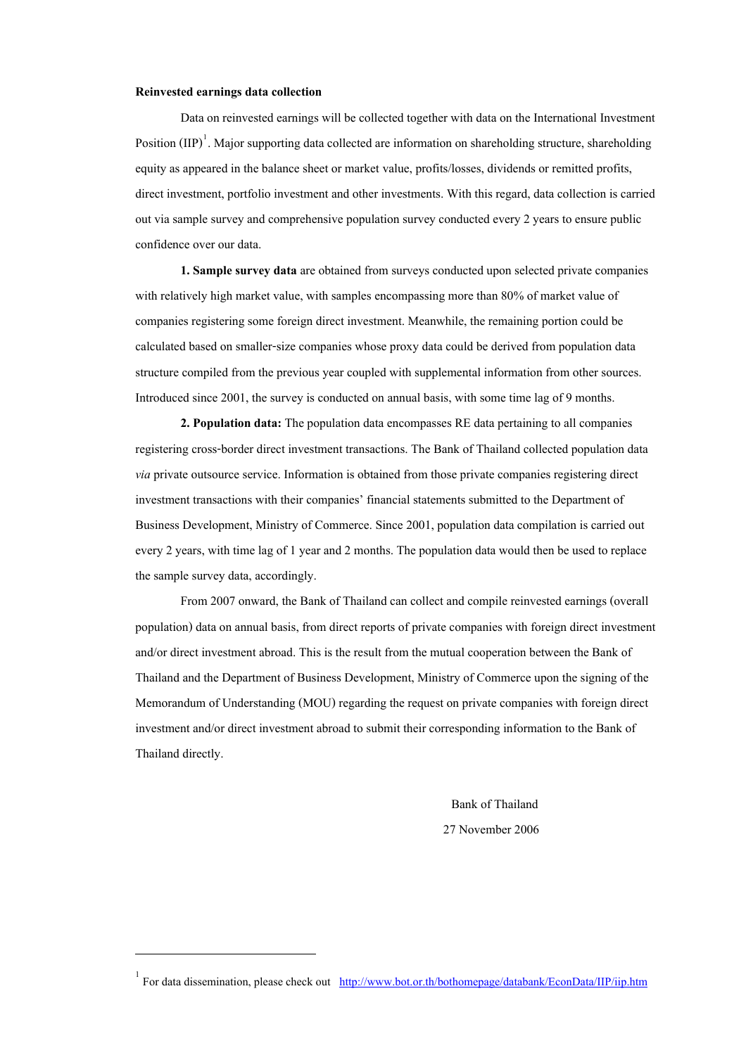**Reinvested earnings data collection**

Data on reinvested earnings will be collected together with data on the International Investment Position (IIP)[1]. Major supporting data collected are information on shareholding structure, shareholding equity as appeared in the balance sheet or market value, profits/losses, dividends or remitted profits, direct investment, portfolio investment and other investments. With this regard, data collection is carried out via sample survey and comprehensive population survey conducted every 2 years to ensure public confidence over our data.

**1. Sample survey data** are obtained from surveys conducted upon selected private companies with relatively high market value, with samples encompassing more than 80% of market value of companies registering some foreign direct investment. Meanwhile, the remaining portion could be calculated based on smaller-size companies whose proxy data could be derived from population data structure compiled from the previous year coupled with supplemental information from other sources. Introduced since 2001, the survey is conducted on annual basis, with some time lag of 9 months.

**2. Population data:** The population data encompasses RE data pertaining to all companies registering cross-border direct investment transactions. The Bank of Thailand collected population data *via* private outsource service. Information is obtained from those private companies registering direct investment transactions with their companies' financial statements submitted to the Department of Business Development, Ministry of Commerce. Since 2001, population data compilation is carried out every 2 years, with time lag of 1 year and 2 months. The population data would then be used to replace the sample survey data, accordingly.

From 2007 onward, the Bank of Thailand can collect and compile reinvested earnings (overall population) data on annual basis, from direct reports of private companies with foreign direct investment and/or direct investment abroad. This is the result from the mutual cooperation between the Bank of Thailand and the Department of Business Development, Ministry of Commerce upon the signing of the Memorandum of Understanding (MOU) regarding the request on private companies with foreign direct investment and/or direct investment abroad to submit their corresponding information to the Bank of Thailand directly.

Bank of Thailand

27 November 2006

---

[1] For data dissemination, please check out http://www.bot.or.th/bothomepage/databank/EconData/IIP/iip.htm